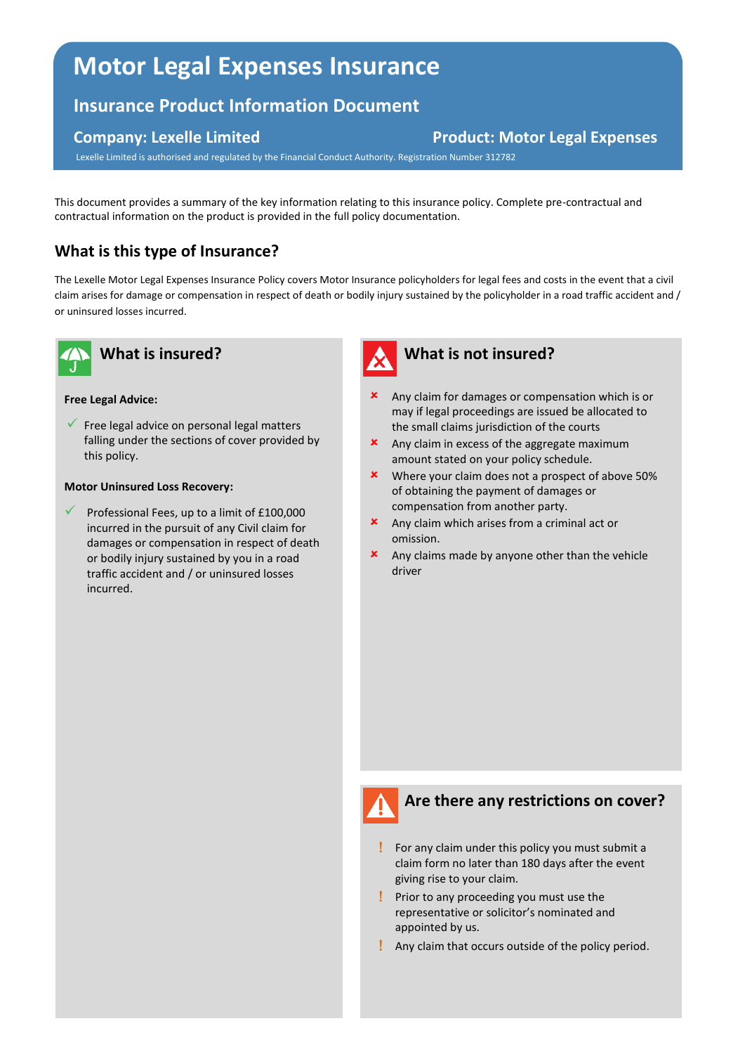# Motor Legal Expenses Insurance

## Insurance Product Information Document

**Company: Lexelle Limited** **Product: Motor Legal Expenses**

Lexelle Limited is authorised and regulated by the Financial Conduct Authority. Registration Number 312782

This document provides a summary of the key information relating to this insurance policy. Complete pre-contractual and contractual information on the product is provided in the full policy documentation.

## What is this type of Insurance?

The Lexelle Motor Legal Expenses Insurance Policy covers Motor Insurance policyholders for legal fees and costs in the event that a civil claim arises for damage or compensation in respect of death or bodily injury sustained by the policyholder in a road traffic accident and / or uninsured losses incurred.

## What is insured?

**Free Legal Advice:**

- ✓ Free legal advice on personal legal matters falling under the sections of cover provided by this policy.

**Motor Uninsured Loss Recovery:**

- ✓ Professional Fees, up to a limit of £100,000 incurred in the pursuit of any Civil claim for damages or compensation in respect of death or bodily injury sustained by you in a road traffic accident and / or uninsured losses incurred.

## What is not insured?

- ✗ Any claim for damages or compensation which is or may if legal proceedings are issued be allocated to the small claims jurisdiction of the courts
- ✗ Any claim in excess of the aggregate maximum amount stated on your policy schedule.
- ✗ Where your claim does not a prospect of above 50% of obtaining the payment of damages or compensation from another party.
- ✗ Any claim which arises from a criminal act or omission.
- ✗ Any claims made by anyone other than the vehicle driver

## Are there any restrictions on cover?

- ! For any claim under this policy you must submit a claim form no later than 180 days after the event giving rise to your claim.
- ! Prior to any proceeding you must use the representative or solicitor's nominated and appointed by us.
- ! Any claim that occurs outside of the policy period.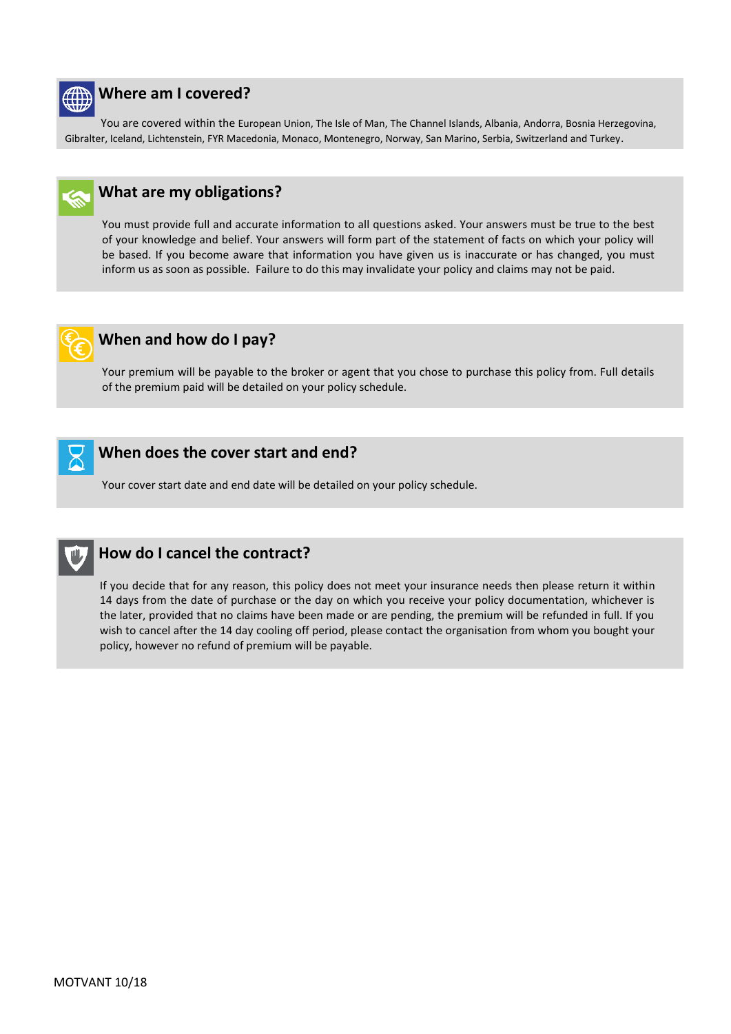## Where am I covered?

You are covered within the European Union, The Isle of Man, The Channel Islands, Albania, Andorra, Bosnia Herzegovina, Gibralter, Iceland, Lichtenstein, FYR Macedonia, Monaco, Montenegro, Norway, San Marino, Serbia, Switzerland and Turkey.

## What are my obligations?

You must provide full and accurate information to all questions asked. Your answers must be true to the best of your knowledge and belief. Your answers will form part of the statement of facts on which your policy will be based. If you become aware that information you have given us is inaccurate or has changed, you must inform us as soon as possible. Failure to do this may invalidate your policy and claims may not be paid.

## When and how do I pay?

Your premium will be payable to the broker or agent that you chose to purchase this policy from. Full details of the premium paid will be detailed on your policy schedule.

## When does the cover start and end?

Your cover start date and end date will be detailed on your policy schedule.

## How do I cancel the contract?

If you decide that for any reason, this policy does not meet your insurance needs then please return it within 14 days from the date of purchase or the day on which you receive your policy documentation, whichever is the later, provided that no claims have been made or are pending, the premium will be refunded in full. If you wish to cancel after the 14 day cooling off period, please contact the organisation from whom you bought your policy, however no refund of premium will be payable.

MOTVANT 10/18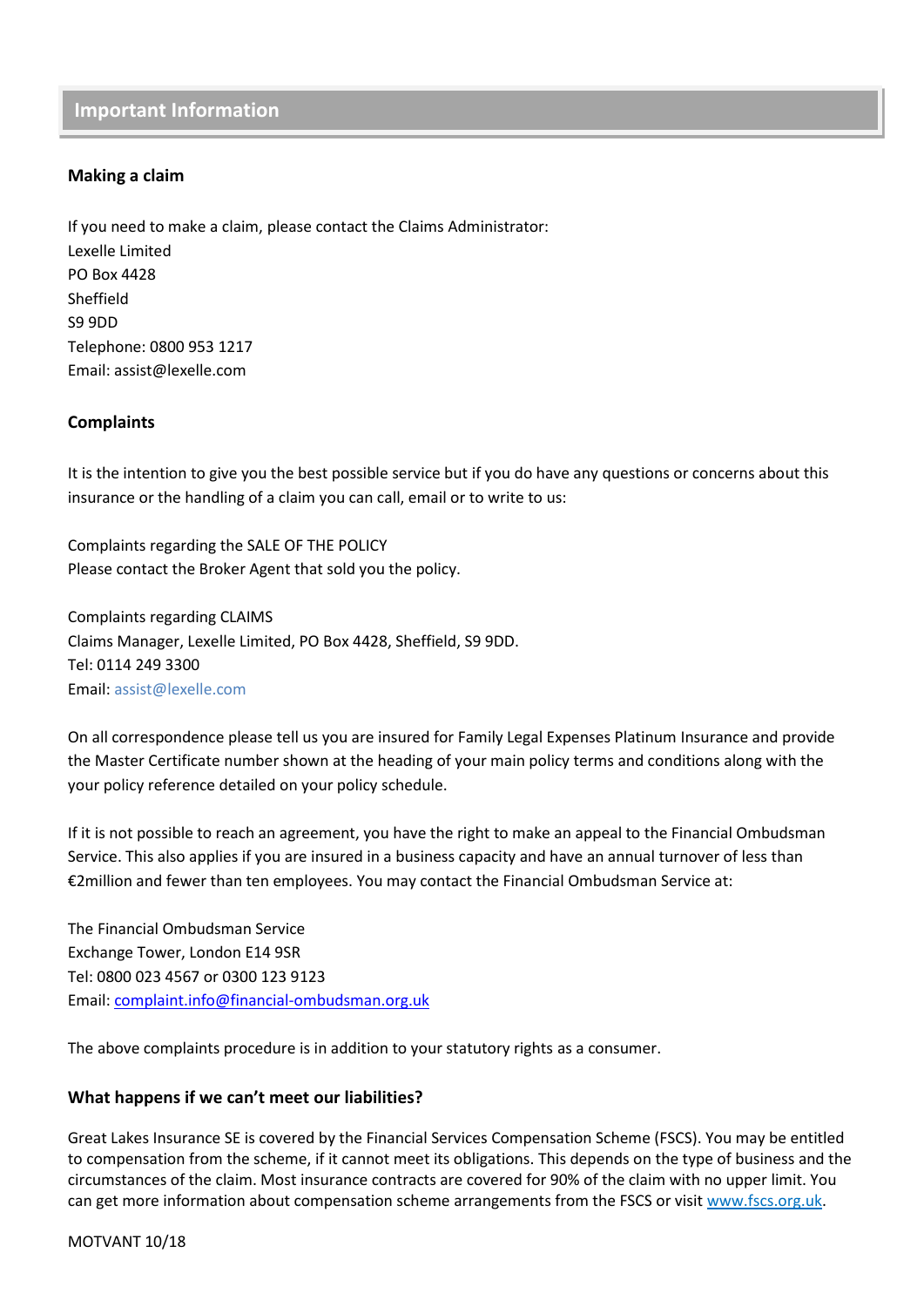## Important Information

### Making a claim

If you need to make a claim, please contact the Claims Administrator:
Lexelle Limited
PO Box 4428
Sheffield
S9 9DD
Telephone: 0800 953 1217
Email: assist@lexelle.com

### Complaints

It is the intention to give you the best possible service but if you do have any questions or concerns about this insurance or the handling of a claim you can call, email or to write to us:

Complaints regarding the SALE OF THE POLICY
Please contact the Broker Agent that sold you the policy.

Complaints regarding CLAIMS
Claims Manager, Lexelle Limited, PO Box 4428, Sheffield, S9 9DD.
Tel: 0114 249 3300
Email: assist@lexelle.com

On all correspondence please tell us you are insured for Family Legal Expenses Platinum Insurance and provide the Master Certificate number shown at the heading of your main policy terms and conditions along with the your policy reference detailed on your policy schedule.

If it is not possible to reach an agreement, you have the right to make an appeal to the Financial Ombudsman Service. This also applies if you are insured in a business capacity and have an annual turnover of less than €2million and fewer than ten employees. You may contact the Financial Ombudsman Service at:

The Financial Ombudsman Service
Exchange Tower, London E14 9SR
Tel: 0800 023 4567 or 0300 123 9123
Email: complaint.info@financial-ombudsman.org.uk

The above complaints procedure is in addition to your statutory rights as a consumer.

### What happens if we can't meet our liabilities?

Great Lakes Insurance SE is covered by the Financial Services Compensation Scheme (FSCS). You may be entitled to compensation from the scheme, if it cannot meet its obligations. This depends on the type of business and the circumstances of the claim. Most insurance contracts are covered for 90% of the claim with no upper limit. You can get more information about compensation scheme arrangements from the FSCS or visit www.fscs.org.uk.

MOTVANT 10/18